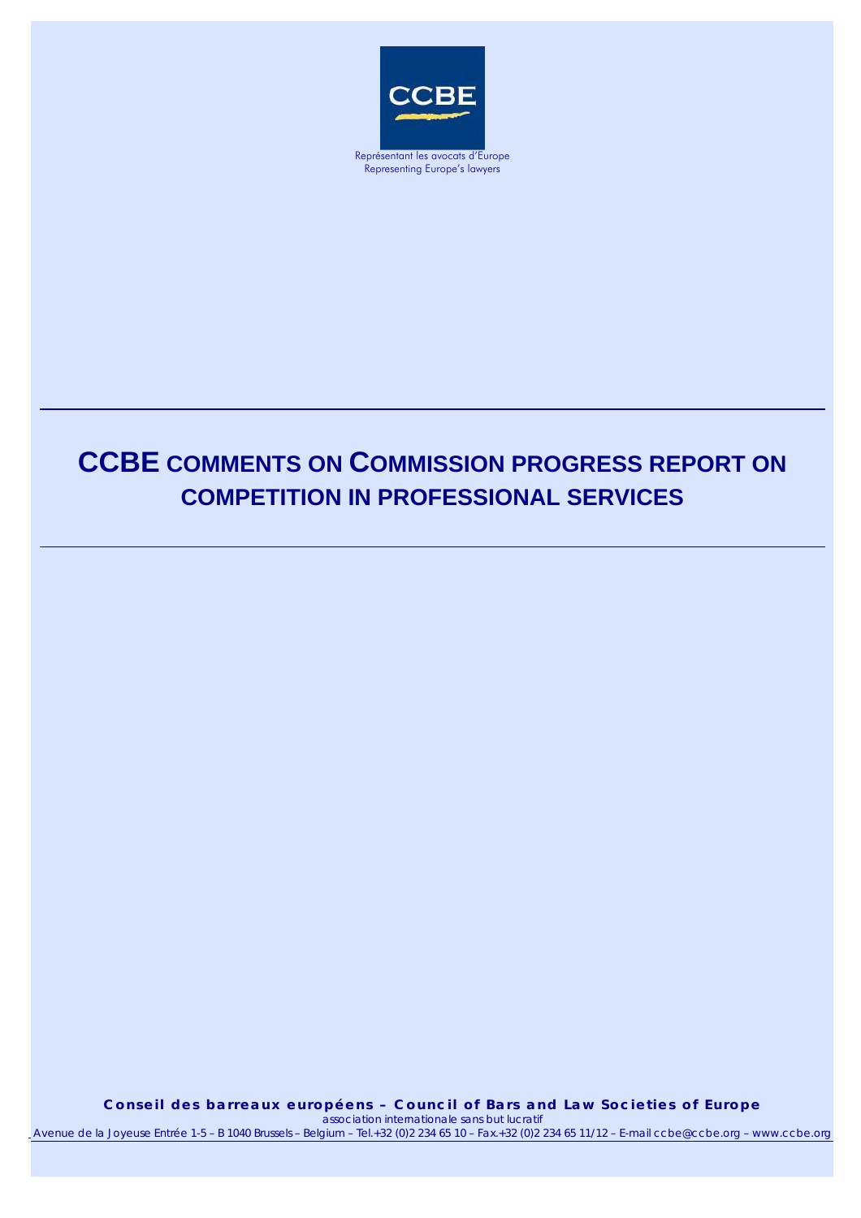CCBE

Représentant les avocats d'Europe
Representing Europe's lawyers

# CCBE COMMENTS ON COMMISSION PROGRESS REPORT ON COMPETITION IN PROFESSIONAL SERVICES

**Conseil des barreaux européens – Council of Bars and Law Societies of Europe**
*association internationale sans but lucratif*
*Avenue de la Joyeuse Entrée 1-5 – B 1040 Brussels – Belgium – Tel.+32 (0)2 234 65 10 – Fax.+32 (0)2 234 65 11/12 – E-mail ccbe@ccbe.org – www.ccbe.org*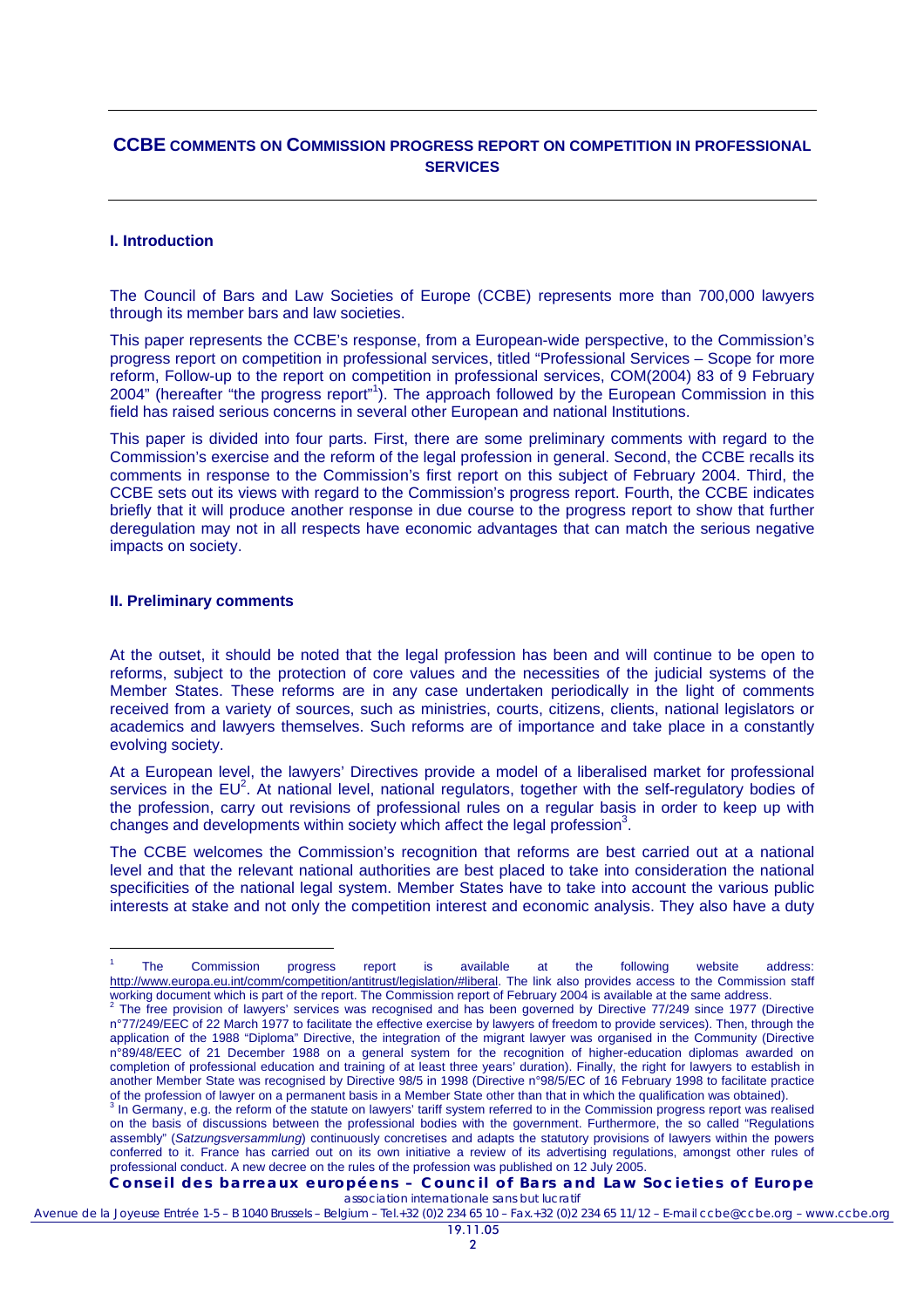## CCBE COMMENTS ON COMMISSION PROGRESS REPORT ON COMPETITION IN PROFESSIONAL SERVICES

### I. Introduction

The Council of Bars and Law Societies of Europe (CCBE) represents more than 700,000 lawyers through its member bars and law societies.

This paper represents the CCBE's response, from a European-wide perspective, to the Commission's progress report on competition in professional services, titled "Professional Services – Scope for more reform, Follow-up to the report on competition in professional services, COM(2004) 83 of 9 February 2004" (hereafter "the progress report"[1]). The approach followed by the European Commission in this field has raised serious concerns in several other European and national Institutions.

This paper is divided into four parts. First, there are some preliminary comments with regard to the Commission's exercise and the reform of the legal profession in general. Second, the CCBE recalls its comments in response to the Commission's first report on this subject of February 2004. Third, the CCBE sets out its views with regard to the Commission's progress report. Fourth, the CCBE indicates briefly that it will produce another response in due course to the progress report to show that further deregulation may not in all respects have economic advantages that can match the serious negative impacts on society.

### II. Preliminary comments

At the outset, it should be noted that the legal profession has been and will continue to be open to reforms, subject to the protection of core values and the necessities of the judicial systems of the Member States. These reforms are in any case undertaken periodically in the light of comments received from a variety of sources, such as ministries, courts, citizens, clients, national legislators or academics and lawyers themselves. Such reforms are of importance and take place in a constantly evolving society.

At a European level, the lawyers' Directives provide a model of a liberalised market for professional services in the EU[2]. At national level, national regulators, together with the self-regulatory bodies of the profession, carry out revisions of professional rules on a regular basis in order to keep up with changes and developments within society which affect the legal profession[3].

The CCBE welcomes the Commission's recognition that reforms are best carried out at a national level and that the relevant national authorities are best placed to take into consideration the national specificities of the national legal system. Member States have to take into account the various public interests at stake and not only the competition interest and economic analysis. They also have a duty

---

[1] The Commission progress report is available at the following website address: http://www.europa.eu.int/comm/competition/antitrust/legislation/#liberal. The link also provides access to the Commission staff working document which is part of the report. The Commission report of February 2004 is available at the same address.

[2] The free provision of lawyers' services was recognised and has been governed by Directive 77/249 since 1977 (Directive n°77/249/EEC of 22 March 1977 to facilitate the effective exercise by lawyers of freedom to provide services). Then, through the application of the 1988 "Diploma" Directive, the integration of the migrant lawyer was organised in the Community (Directive n°89/48/EEC of 21 December 1988 on a general system for the recognition of higher-education diplomas awarded on completion of professional education and training of at least three years' duration). Finally, the right for lawyers to establish in another Member State was recognised by Directive 98/5 in 1998 (Directive n°98/5/EC of 16 February 1998 to facilitate practice of the profession of lawyer on a permanent basis in a Member State other than that in which the qualification was obtained).

[3] In Germany, e.g. the reform of the statute on lawyers' tariff system referred to in the Commission progress report was realised on the basis of discussions between the professional bodies with the government. Furthermore, the so called "Regulations assembly" (*Satzungsversammlung*) continuously concretises and adapts the statutory provisions of lawyers within the powers conferred to it. France has carried out on its own initiative a review of its advertising regulations, amongst other rules of professional conduct. A new decree on the rules of the profession was published on 12 July 2005.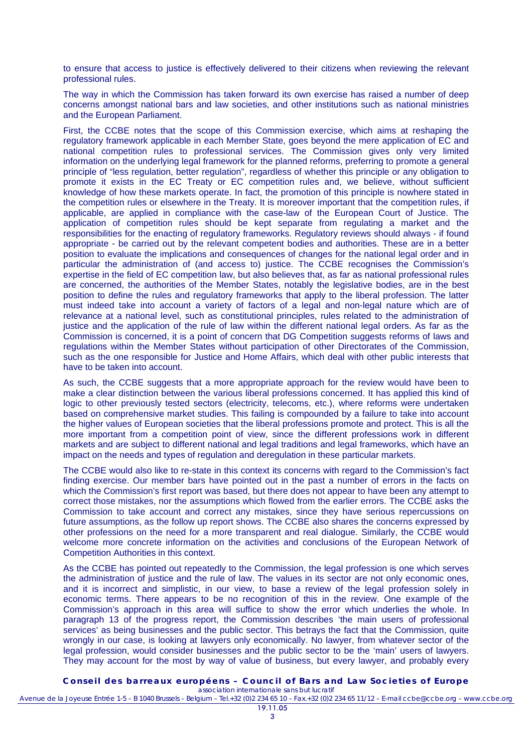to ensure that access to justice is effectively delivered to their citizens when reviewing the relevant professional rules.

The way in which the Commission has taken forward its own exercise has raised a number of deep concerns amongst national bars and law societies, and other institutions such as national ministries and the European Parliament.

First, the CCBE notes that the scope of this Commission exercise, which aims at reshaping the regulatory framework applicable in each Member State, goes beyond the mere application of EC and national competition rules to professional services. The Commission gives only very limited information on the underlying legal framework for the planned reforms, preferring to promote a general principle of "less regulation, better regulation", regardless of whether this principle or any obligation to promote it exists in the EC Treaty or EC competition rules and, we believe, without sufficient knowledge of how these markets operate. In fact, the promotion of this principle is nowhere stated in the competition rules or elsewhere in the Treaty. It is moreover important that the competition rules, if applicable, are applied in compliance with the case-law of the European Court of Justice. The application of competition rules should be kept separate from regulating a market and the responsibilities for the enacting of regulatory frameworks. Regulatory reviews should always - if found appropriate - be carried out by the relevant competent bodies and authorities. These are in a better position to evaluate the implications and consequences of changes for the national legal order and in particular the administration of (and access to) justice. The CCBE recognises the Commission's expertise in the field of EC competition law, but also believes that, as far as national professional rules are concerned, the authorities of the Member States, notably the legislative bodies, are in the best position to define the rules and regulatory frameworks that apply to the liberal profession. The latter must indeed take into account a variety of factors of a legal and non-legal nature which are of relevance at a national level, such as constitutional principles, rules related to the administration of justice and the application of the rule of law within the different national legal orders. As far as the Commission is concerned, it is a point of concern that DG Competition suggests reforms of laws and regulations within the Member States without participation of other Directorates of the Commission, such as the one responsible for Justice and Home Affairs, which deal with other public interests that have to be taken into account.

As such, the CCBE suggests that a more appropriate approach for the review would have been to make a clear distinction between the various liberal professions concerned. It has applied this kind of logic to other previously tested sectors (electricity, telecoms, etc.), where reforms were undertaken based on comprehensive market studies. This failing is compounded by a failure to take into account the higher values of European societies that the liberal professions promote and protect. This is all the more important from a competition point of view, since the different professions work in different markets and are subject to different national and legal traditions and legal frameworks, which have an impact on the needs and types of regulation and deregulation in these particular markets.

The CCBE would also like to re-state in this context its concerns with regard to the Commission's fact finding exercise. Our member bars have pointed out in the past a number of errors in the facts on which the Commission's first report was based, but there does not appear to have been any attempt to correct those mistakes, nor the assumptions which flowed from the earlier errors. The CCBE asks the Commission to take account and correct any mistakes, since they have serious repercussions on future assumptions, as the follow up report shows. The CCBE also shares the concerns expressed by other professions on the need for a more transparent and real dialogue. Similarly, the CCBE would welcome more concrete information on the activities and conclusions of the European Network of Competition Authorities in this context.

As the CCBE has pointed out repeatedly to the Commission, the legal profession is one which serves the administration of justice and the rule of law. The values in its sector are not only economic ones, and it is incorrect and simplistic, in our view, to base a review of the legal profession solely in economic terms. There appears to be no recognition of this in the review. One example of the Commission's approach in this area will suffice to show the error which underlies the whole. In paragraph 13 of the progress report, the Commission describes 'the main users of professional services' as being businesses and the public sector. This betrays the fact that the Commission, quite wrongly in our case, is looking at lawyers only economically. No lawyer, from whatever sector of the legal profession, would consider businesses and the public sector to be the 'main' users of lawyers. They may account for the most by way of value of business, but every lawyer, and probably every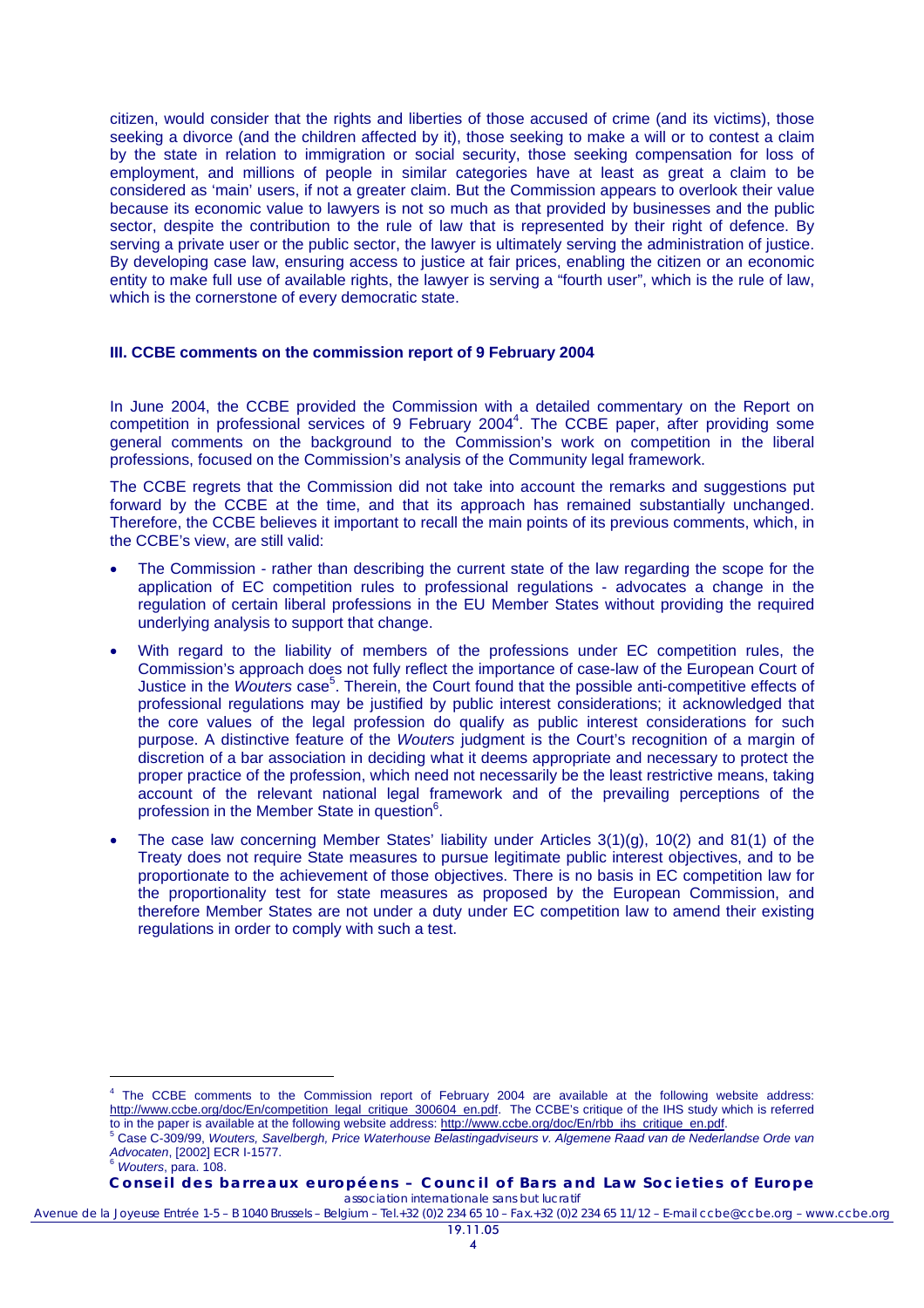citizen, would consider that the rights and liberties of those accused of crime (and its victims), those seeking a divorce (and the children affected by it), those seeking to make a will or to contest a claim by the state in relation to immigration or social security, those seeking compensation for loss of employment, and millions of people in similar categories have at least as great a claim to be considered as 'main' users, if not a greater claim. But the Commission appears to overlook their value because its economic value to lawyers is not so much as that provided by businesses and the public sector, despite the contribution to the rule of law that is represented by their right of defence. By serving a private user or the public sector, the lawyer is ultimately serving the administration of justice. By developing case law, ensuring access to justice at fair prices, enabling the citizen or an economic entity to make full use of available rights, the lawyer is serving a "fourth user", which is the rule of law, which is the cornerstone of every democratic state.

### III. CCBE comments on the commission report of 9 February 2004

In June 2004, the CCBE provided the Commission with a detailed commentary on the Report on competition in professional services of 9 February 2004[4]. The CCBE paper, after providing some general comments on the background to the Commission's work on competition in the liberal professions, focused on the Commission's analysis of the Community legal framework.

The CCBE regrets that the Commission did not take into account the remarks and suggestions put forward by the CCBE at the time, and that its approach has remained substantially unchanged. Therefore, the CCBE believes it important to recall the main points of its previous comments, which, in the CCBE's view, are still valid:

- The Commission - rather than describing the current state of the law regarding the scope for the application of EC competition rules to professional regulations - advocates a change in the regulation of certain liberal professions in the EU Member States without providing the required underlying analysis to support that change.
- With regard to the liability of members of the professions under EC competition rules, the Commission's approach does not fully reflect the importance of case-law of the European Court of Justice in the *Wouters* case[5]. Therein, the Court found that the possible anti-competitive effects of professional regulations may be justified by public interest considerations; it acknowledged that the core values of the legal profession do qualify as public interest considerations for such purpose. A distinctive feature of the *Wouters* judgment is the Court's recognition of a margin of discretion of a bar association in deciding what it deems appropriate and necessary to protect the proper practice of the profession, which need not necessarily be the least restrictive means, taking account of the relevant national legal framework and of the prevailing perceptions of the profession in the Member State in question[6].
- The case law concerning Member States' liability under Articles 3(1)(g), 10(2) and 81(1) of the Treaty does not require State measures to pursue legitimate public interest objectives, and to be proportionate to the achievement of those objectives. There is no basis in EC competition law for the proportionality test for state measures as proposed by the European Commission, and therefore Member States are not under a duty under EC competition law to amend their existing regulations in order to comply with such a test.

---

[4] The CCBE comments to the Commission report of February 2004 are available at the following website address: http://www.ccbe.org/doc/En/competition_legal_critique_300604_en.pdf. The CCBE's critique of the IHS study which is referred to in the paper is available at the following website address: http://www.ccbe.org/doc/En/rbb_ihs_critique_en.pdf.

[5] Case C-309/99, *Wouters, Savelbergh, Price Waterhouse Belastingadviseurs v. Algemene Raad van de Nederlandse Orde van Advocaten*, [2002] ECR I-1577.

[6] *Wouters*, para. 108.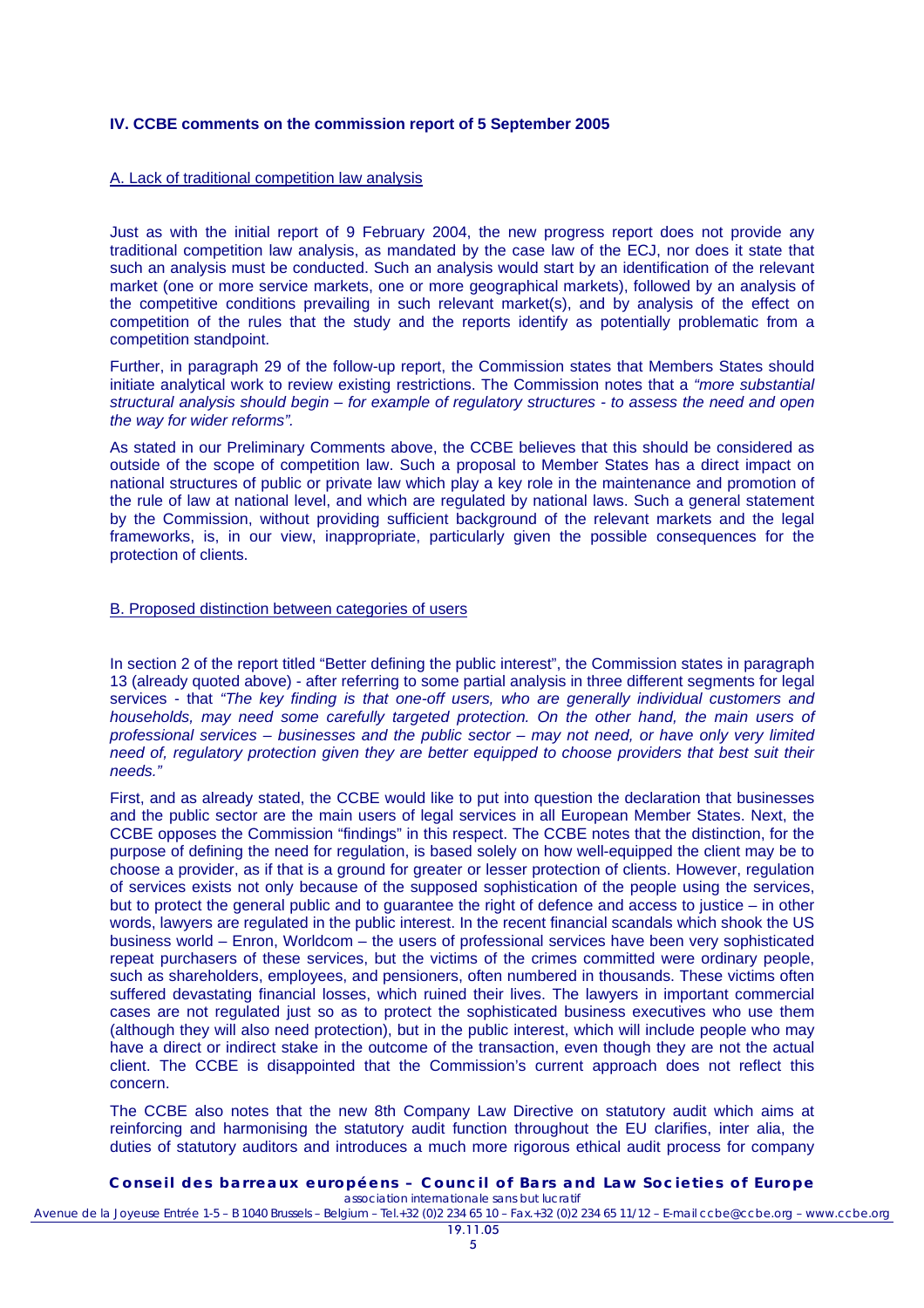### IV. CCBE comments on the commission report of 5 September 2005

#### A. Lack of traditional competition law analysis

Just as with the initial report of 9 February 2004, the new progress report does not provide any traditional competition law analysis, as mandated by the case law of the ECJ, nor does it state that such an analysis must be conducted. Such an analysis would start by an identification of the relevant market (one or more service markets, one or more geographical markets), followed by an analysis of the competitive conditions prevailing in such relevant market(s), and by analysis of the effect on competition of the rules that the study and the reports identify as potentially problematic from a competition standpoint.

Further, in paragraph 29 of the follow-up report, the Commission states that Members States should initiate analytical work to review existing restrictions. The Commission notes that a *"more substantial structural analysis should begin – for example of regulatory structures - to assess the need and open the way for wider reforms".*

As stated in our Preliminary Comments above, the CCBE believes that this should be considered as outside of the scope of competition law. Such a proposal to Member States has a direct impact on national structures of public or private law which play a key role in the maintenance and promotion of the rule of law at national level, and which are regulated by national laws. Such a general statement by the Commission, without providing sufficient background of the relevant markets and the legal frameworks, is, in our view, inappropriate, particularly given the possible consequences for the protection of clients.

#### B. Proposed distinction between categories of users

In section 2 of the report titled "Better defining the public interest", the Commission states in paragraph 13 (already quoted above) - after referring to some partial analysis in three different segments for legal services - that *"The key finding is that one-off users, who are generally individual customers and households, may need some carefully targeted protection. On the other hand, the main users of professional services – businesses and the public sector – may not need, or have only very limited need of, regulatory protection given they are better equipped to choose providers that best suit their needs."*

First, and as already stated, the CCBE would like to put into question the declaration that businesses and the public sector are the main users of legal services in all European Member States. Next, the CCBE opposes the Commission "findings" in this respect. The CCBE notes that the distinction, for the purpose of defining the need for regulation, is based solely on how well-equipped the client may be to choose a provider, as if that is a ground for greater or lesser protection of clients. However, regulation of services exists not only because of the supposed sophistication of the people using the services, but to protect the general public and to guarantee the right of defence and access to justice – in other words, lawyers are regulated in the public interest. In the recent financial scandals which shook the US business world – Enron, Worldcom – the users of professional services have been very sophisticated repeat purchasers of these services, but the victims of the crimes committed were ordinary people, such as shareholders, employees, and pensioners, often numbered in thousands. These victims often suffered devastating financial losses, which ruined their lives. The lawyers in important commercial cases are not regulated just so as to protect the sophisticated business executives who use them (although they will also need protection), but in the public interest, which will include people who may have a direct or indirect stake in the outcome of the transaction, even though they are not the actual client. The CCBE is disappointed that the Commission's current approach does not reflect this concern.

The CCBE also notes that the new 8th Company Law Directive on statutory audit which aims at reinforcing and harmonising the statutory audit function throughout the EU clarifies, inter alia, the duties of statutory auditors and introduces a much more rigorous ethical audit process for company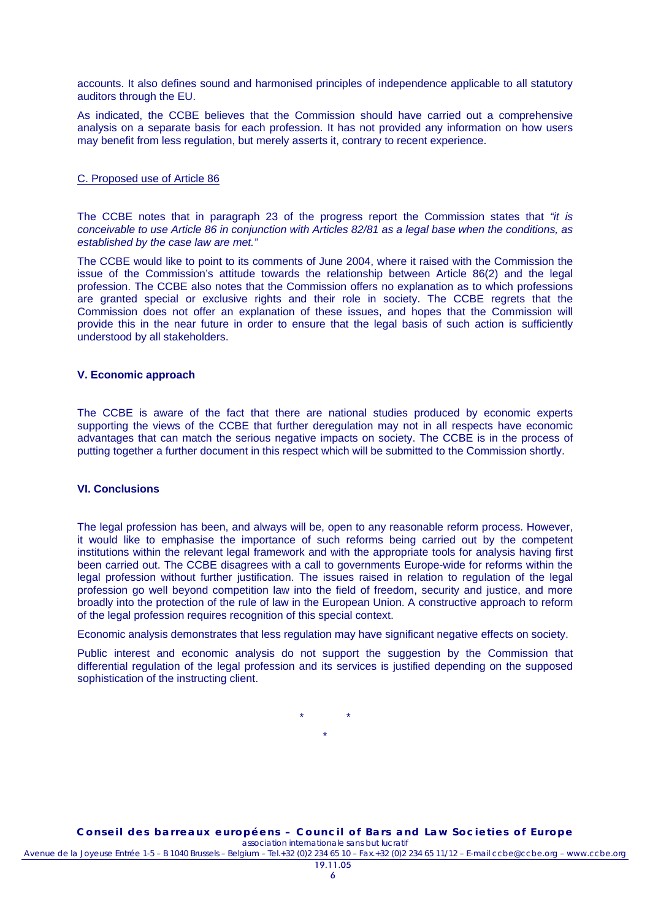accounts. It also defines sound and harmonised principles of independence applicable to all statutory auditors through the EU.

As indicated, the CCBE believes that the Commission should have carried out a comprehensive analysis on a separate basis for each profession. It has not provided any information on how users may benefit from less regulation, but merely asserts it, contrary to recent experience.

C. Proposed use of Article 86

The CCBE notes that in paragraph 23 of the progress report the Commission states that *"it is conceivable to use Article 86 in conjunction with Articles 82/81 as a legal base when the conditions, as established by the case law are met."*

The CCBE would like to point to its comments of June 2004, where it raised with the Commission the issue of the Commission's attitude towards the relationship between Article 86(2) and the legal profession. The CCBE also notes that the Commission offers no explanation as to which professions are granted special or exclusive rights and their role in society. The CCBE regrets that the Commission does not offer an explanation of these issues, and hopes that the Commission will provide this in the near future in order to ensure that the legal basis of such action is sufficiently understood by all stakeholders.

## V. Economic approach

The CCBE is aware of the fact that there are national studies produced by economic experts supporting the views of the CCBE that further deregulation may not in all respects have economic advantages that can match the serious negative impacts on society. The CCBE is in the process of putting together a further document in this respect which will be submitted to the Commission shortly.

## VI. Conclusions

The legal profession has been, and always will be, open to any reasonable reform process. However, it would like to emphasise the importance of such reforms being carried out by the competent institutions within the relevant legal framework and with the appropriate tools for analysis having first been carried out. The CCBE disagrees with a call to governments Europe-wide for reforms within the legal profession without further justification. The issues raised in relation to regulation of the legal profession go well beyond competition law into the field of freedom, security and justice, and more broadly into the protection of the rule of law in the European Union. A constructive approach to reform of the legal profession requires recognition of this special context.

Economic analysis demonstrates that less regulation may have significant negative effects on society.

Public interest and economic analysis do not support the suggestion by the Commission that differential regulation of the legal profession and its services is justified depending on the supposed sophistication of the instructing client.

\*    \*
\*